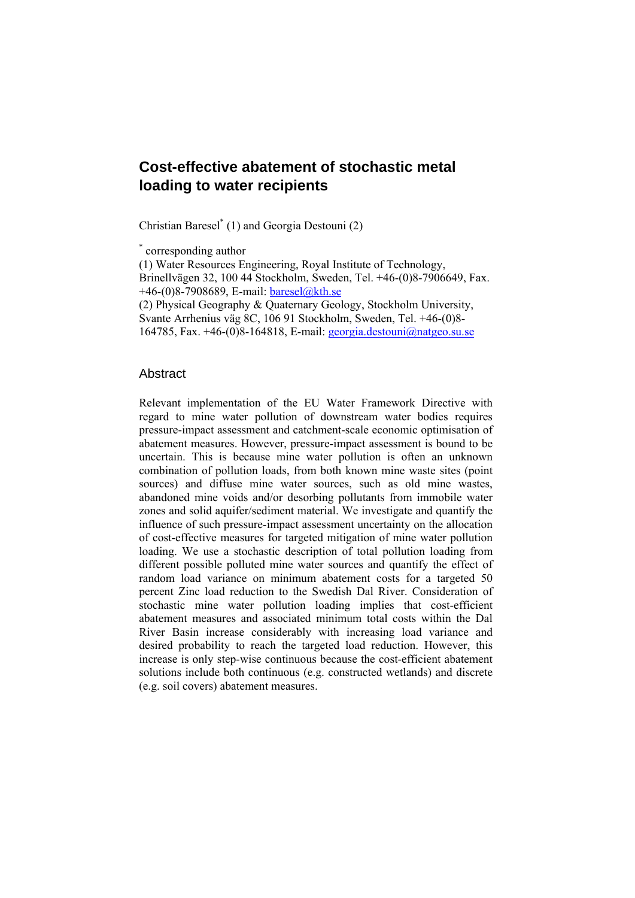# Cost-effective abatement of stochastic metal loading to water recipients

Christian Baresel* (1) and Georgia Destouni (2)

* corresponding author

(1) Water Resources Engineering, Royal Institute of Technology, Brinellvägen 32, 100 44 Stockholm, Sweden, Tel. +46-(0)8-7906649, Fax. +46-(0)8-7908689, E-mail: baresel@kth.se

(2) Physical Geography & Quaternary Geology, Stockholm University, Svante Arrhenius väg 8C, 106 91 Stockholm, Sweden, Tel. +46-(0)8-164785, Fax. +46-(0)8-164818, E-mail: georgia.destouni@natgeo.su.se

## Abstract

Relevant implementation of the EU Water Framework Directive with regard to mine water pollution of downstream water bodies requires pressure-impact assessment and catchment-scale economic optimisation of abatement measures. However, pressure-impact assessment is bound to be uncertain. This is because mine water pollution is often an unknown combination of pollution loads, from both known mine waste sites (point sources) and diffuse mine water sources, such as old mine wastes, abandoned mine voids and/or desorbing pollutants from immobile water zones and solid aquifer/sediment material. We investigate and quantify the influence of such pressure-impact assessment uncertainty on the allocation of cost-effective measures for targeted mitigation of mine water pollution loading. We use a stochastic description of total pollution loading from different possible polluted mine water sources and quantify the effect of random load variance on minimum abatement costs for a targeted 50 percent Zinc load reduction to the Swedish Dal River. Consideration of stochastic mine water pollution loading implies that cost-efficient abatement measures and associated minimum total costs within the Dal River Basin increase considerably with increasing load variance and desired probability to reach the targeted load reduction. However, this increase is only step-wise continuous because the cost-efficient abatement solutions include both continuous (e.g. constructed wetlands) and discrete (e.g. soil covers) abatement measures.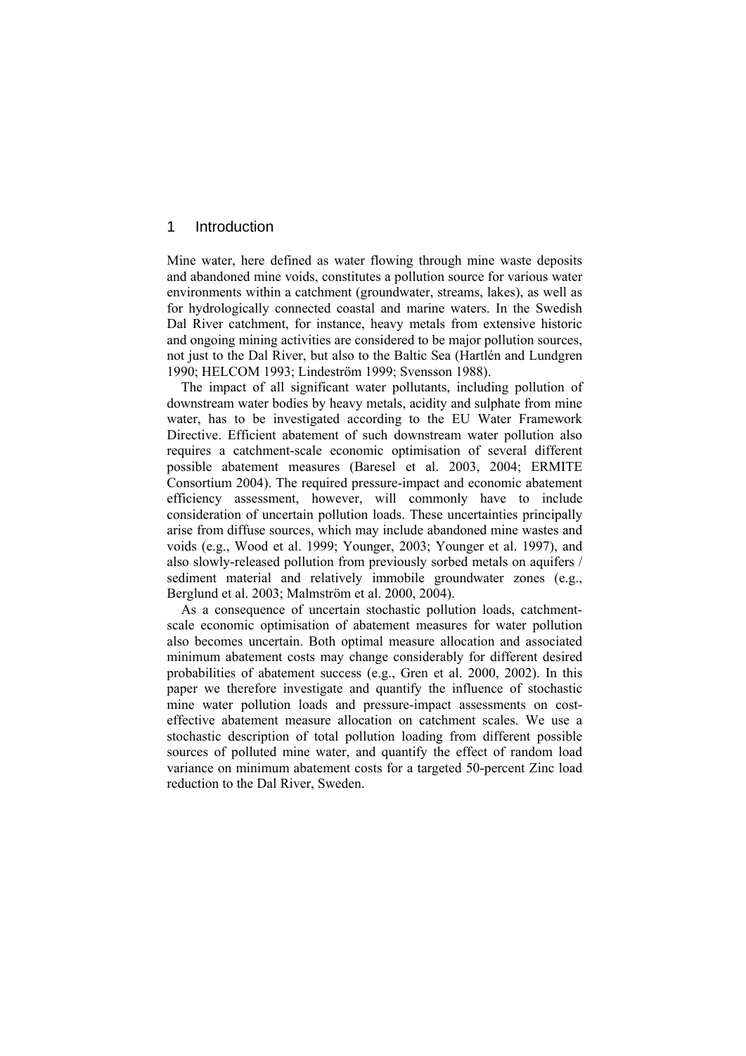## 1 Introduction

Mine water, here defined as water flowing through mine waste deposits and abandoned mine voids, constitutes a pollution source for various water environments within a catchment (groundwater, streams, lakes), as well as for hydrologically connected coastal and marine waters. In the Swedish Dal River catchment, for instance, heavy metals from extensive historic and ongoing mining activities are considered to be major pollution sources, not just to the Dal River, but also to the Baltic Sea (Hartlén and Lundgren 1990; HELCOM 1993; Lindeström 1999; Svensson 1988).

The impact of all significant water pollutants, including pollution of downstream water bodies by heavy metals, acidity and sulphate from mine water, has to be investigated according to the EU Water Framework Directive. Efficient abatement of such downstream water pollution also requires a catchment-scale economic optimisation of several different possible abatement measures (Baresel et al. 2003, 2004; ERMITE Consortium 2004). The required pressure-impact and economic abatement efficiency assessment, however, will commonly have to include consideration of uncertain pollution loads. These uncertainties principally arise from diffuse sources, which may include abandoned mine wastes and voids (e.g., Wood et al. 1999; Younger, 2003; Younger et al. 1997), and also slowly-released pollution from previously sorbed metals on aquifers / sediment material and relatively immobile groundwater zones (e.g., Berglund et al. 2003; Malmström et al. 2000, 2004).

As a consequence of uncertain stochastic pollution loads, catchment-scale economic optimisation of abatement measures for water pollution also becomes uncertain. Both optimal measure allocation and associated minimum abatement costs may change considerably for different desired probabilities of abatement success (e.g., Gren et al. 2000, 2002). In this paper we therefore investigate and quantify the influence of stochastic mine water pollution loads and pressure-impact assessments on cost-effective abatement measure allocation on catchment scales. We use a stochastic description of total pollution loading from different possible sources of polluted mine water, and quantify the effect of random load variance on minimum abatement costs for a targeted 50-percent Zinc load reduction to the Dal River, Sweden.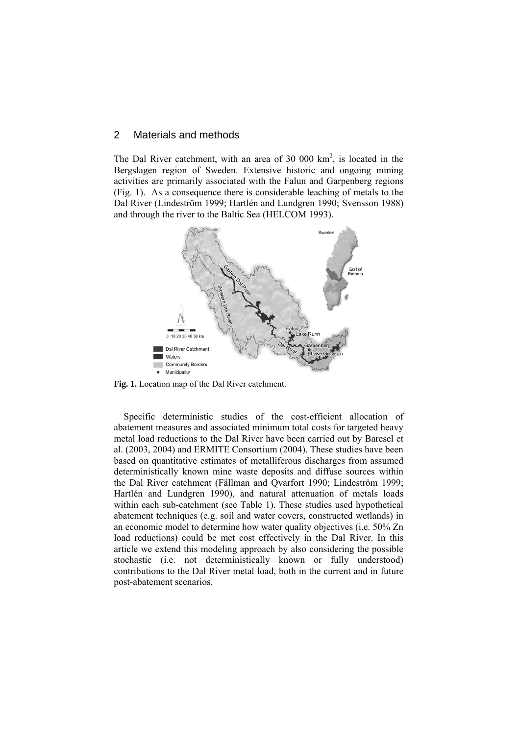## 2 Materials and methods

The Dal River catchment, with an area of 30 000 km$^2$, is located in the Bergslagen region of Sweden. Extensive historic and ongoing mining activities are primarily associated with the Falun and Garpenberg regions (Fig. 1). As a consequence there is considerable leaching of metals to the Dal River (Lindeström 1999; Hartlén and Lundgren 1990; Svensson 1988) and through the river to the Baltic Sea (HELCOM 1993).

**Fig. 1.** Location map of the Dal River catchment.

Specific deterministic studies of the cost-efficient allocation of abatement measures and associated minimum total costs for targeted heavy metal load reductions to the Dal River have been carried out by Baresel et al. (2003, 2004) and ERMITE Consortium (2004). These studies have been based on quantitative estimates of metalliferous discharges from assumed deterministically known mine waste deposits and diffuse sources within the Dal River catchment (Fällman and Qvarfort 1990; Lindeström 1999; Hartlén and Lundgren 1990), and natural attenuation of metals loads within each sub-catchment (see Table 1). These studies used hypothetical abatement techniques (e.g. soil and water covers, constructed wetlands) in an economic model to determine how water quality objectives (i.e. 50% Zn load reductions) could be met cost effectively in the Dal River. In this article we extend this modeling approach by also considering the possible stochastic (i.e. not deterministically known or fully understood) contributions to the Dal River metal load, both in the current and in future post-abatement scenarios.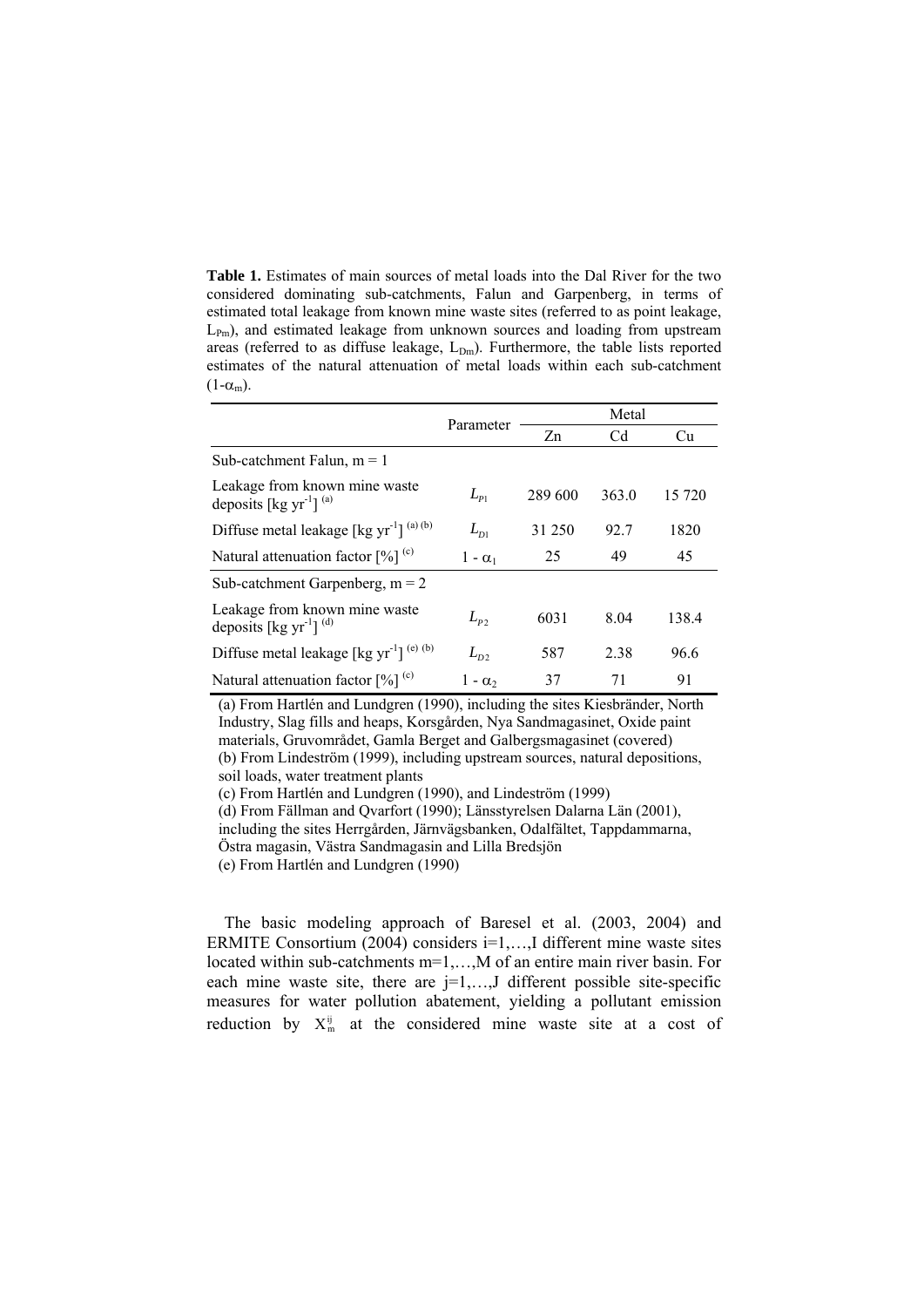**Table 1.** Estimates of main sources of metal loads into the Dal River for the two considered dominating sub-catchments, Falun and Garpenberg, in terms of estimated total leakage from known mine waste sites (referred to as point leakage, $L_{Pm}$), and estimated leakage from unknown sources and loading from upstream areas (referred to as diffuse leakage, $L_{Dm}$). Furthermore, the table lists reported estimates of the natural attenuation of metal loads within each sub-catchment ($1-\alpha_m$).

| | Parameter | Metal | | |
|---|---|---|---|---|
| | | Zn | Cd | Cu |
| Sub-catchment Falun, m = 1 | | | | |
| Leakage from known mine waste deposits [kg yr$^{-1}$] [(a)] | $L_{P1}$ | 289 600 | 363.0 | 15 720 |
| Diffuse metal leakage [kg yr$^{-1}$] [(a) (b)] | $L_{D1}$ | 31 250 | 92.7 | 1820 |
| Natural attenuation factor [%] [(c)] | $1 - \alpha_1$ | 25 | 49 | 45 |
| Sub-catchment Garpenberg, m = 2 | | | | |
| Leakage from known mine waste deposits [kg yr$^{-1}$] [(d)] | $L_{P2}$ | 6031 | 8.04 | 138.4 |
| Diffuse metal leakage [kg yr$^{-1}$] [(e) (b)] | $L_{D2}$ | 587 | 2.38 | 96.6 |
| Natural attenuation factor [%] [(c)] | $1 - \alpha_2$ | 37 | 71 | 91 |

(a) From Hartlén and Lundgren (1990), including the sites Kiesbränder, North Industry, Slag fills and heaps, Korsgården, Nya Sandmagasinet, Oxide paint materials, Gruvområdet, Gamla Berget and Galbergsmagasinet (covered)
(b) From Lindeström (1999), including upstream sources, natural depositions, soil loads, water treatment plants
(c) From Hartlén and Lundgren (1990), and Lindeström (1999)
(d) From Fällman and Qvarfort (1990); Länsstyrelsen Dalarna Län (2001), including the sites Herrgården, Järnvägsbanken, Odalfältet, Tappdammarna, Östra magasin, Västra Sandmagasin and Lilla Bredsjön
(e) From Hartlén and Lundgren (1990)

The basic modeling approach of Baresel et al. (2003, 2004) and ERMITE Consortium (2004) considers i=1,…,I different mine waste sites located within sub-catchments m=1,…,M of an entire main river basin. For each mine waste site, there are j=1,…,J different possible site-specific measures for water pollution abatement, yielding a pollutant emission reduction by $X_m^{ij}$ at the considered mine waste site at a cost of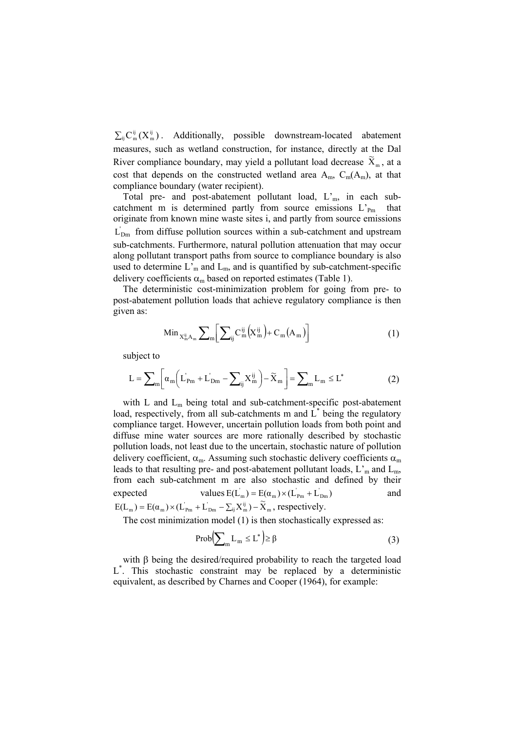$\sum_{ij} C_m^{ij}(X_m^{ij})$. Additionally, possible downstream-located abatement measures, such as wetland construction, for instance, directly at the Dal River compliance boundary, may yield a pollutant load decrease $\widetilde{X}_m$, at a cost that depends on the constructed wetland area $A_m$, $C_m(A_m)$, at that compliance boundary (water recipient).

Total pre- and post-abatement pollutant load, $L'_m$, in each sub-catchment m is determined partly from source emissions $L'_{Pm}$ that originate from known mine waste sites i, and partly from source emissions $L'_{Dm}$ from diffuse pollution sources within a sub-catchment and upstream sub-catchments. Furthermore, natural pollution attenuation that may occur along pollutant transport paths from source to compliance boundary is also used to determine $L'_m$ and $L_m$, and is quantified by sub-catchment-specific delivery coefficients $\alpha_m$ based on reported estimates (Table 1).

The deterministic cost-minimization problem for going from pre- to post-abatement pollution loads that achieve regulatory compliance is then given as:

$$\text{Min}_{X_m^{ij} A_m} \sum_m \left[ \sum_{ij} C_m^{ij}\left(X_m^{ij}\right) + C_m\left(A_m\right) \right] \tag{1}$$

subject to

$$L = \sum_m \left[ \alpha_m \left( L'_{Pm} + L'_{Dm} - \sum_{ij} X_m^{ij} \right) - \widetilde{X}_m \right] = \sum_m L_m \leq L^* \tag{2}$$

with $L$ and $L_m$ being total and sub-catchment-specific post-abatement load, respectively, from all sub-catchments m and $L^*$ being the regulatory compliance target. However, uncertain pollution loads from both point and diffuse mine water sources are more rationally described by stochastic pollution loads, not least due to the uncertain, stochastic nature of pollution delivery coefficient, $\alpha_m$. Assuming such stochastic delivery coefficients $\alpha_m$ leads to that resulting pre- and post-abatement pollutant loads, $L'_m$ and $L_m$, from each sub-catchment m are also stochastic and defined by their expected values $E(L'_m) = E(\alpha_m) \times (L'_{Pm} + L'_{Dm})$ and $E(L_m) = E(\alpha_m) \times (L'_{Pm} + L'_{Dm} - \sum_{ij} X_m^{ij}) - \widetilde{X}_m$, respectively.

The cost minimization model (1) is then stochastically expressed as:

$$\text{Prob}\left( \sum_m L_m \leq L^* \right) \geq \beta \tag{3}$$

with $\beta$ being the desired/required probability to reach the targeted load $L^*$. This stochastic constraint may be replaced by a deterministic equivalent, as described by Charnes and Cooper (1964), for example: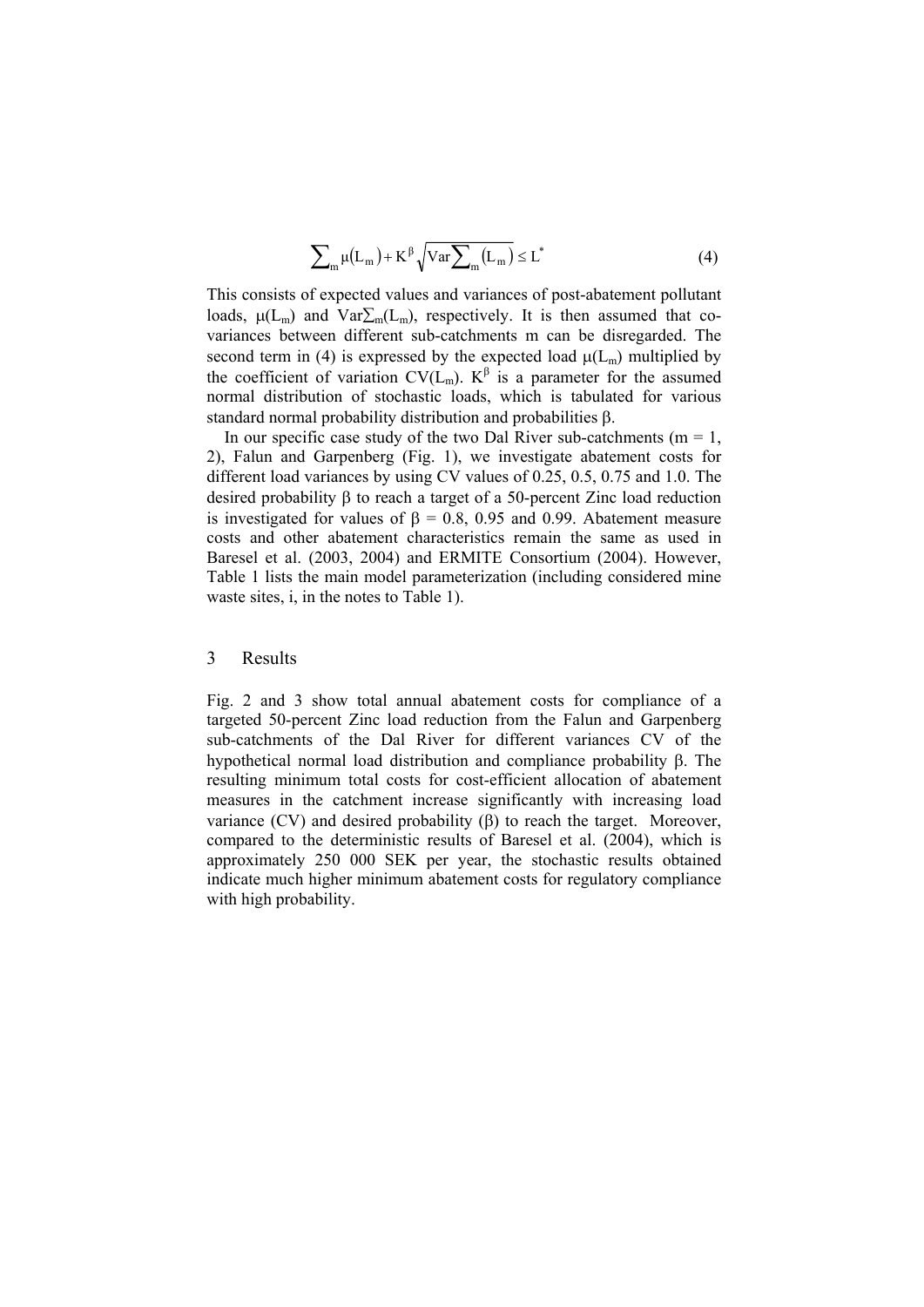$$\sum_m \mu(L_m) + K^{\beta}\sqrt{\mathrm{Var}\sum_m (L_m)} \le L^* \qquad (4)$$

This consists of expected values and variances of post-abatement pollutant loads, $\mu(L_m)$ and $\mathrm{Var}\sum_m(L_m)$, respectively. It is then assumed that co-variances between different sub-catchments m can be disregarded. The second term in (4) is expressed by the expected load $\mu(L_m)$ multiplied by the coefficient of variation $CV(L_m)$. $K^{\beta}$ is a parameter for the assumed normal distribution of stochastic loads, which is tabulated for various standard normal probability distribution and probabilities $\beta$.

In our specific case study of the two Dal River sub-catchments ($m = 1, 2$), Falun and Garpenberg (Fig. 1), we investigate abatement costs for different load variances by using CV values of 0.25, 0.5, 0.75 and 1.0. The desired probability $\beta$ to reach a target of a 50-percent Zinc load reduction is investigated for values of $\beta = 0.8$, 0.95 and 0.99. Abatement measure costs and other abatement characteristics remain the same as used in Baresel et al. (2003, 2004) and ERMITE Consortium (2004). However, Table 1 lists the main model parameterization (including considered mine waste sites, i, in the notes to Table 1).

## 3 Results

Fig. 2 and 3 show total annual abatement costs for compliance of a targeted 50-percent Zinc load reduction from the Falun and Garpenberg sub-catchments of the Dal River for different variances CV of the hypothetical normal load distribution and compliance probability $\beta$. The resulting minimum total costs for cost-efficient allocation of abatement measures in the catchment increase significantly with increasing load variance (CV) and desired probability ($\beta$) to reach the target. Moreover, compared to the deterministic results of Baresel et al. (2004), which is approximately 250 000 SEK per year, the stochastic results obtained indicate much higher minimum abatement costs for regulatory compliance with high probability.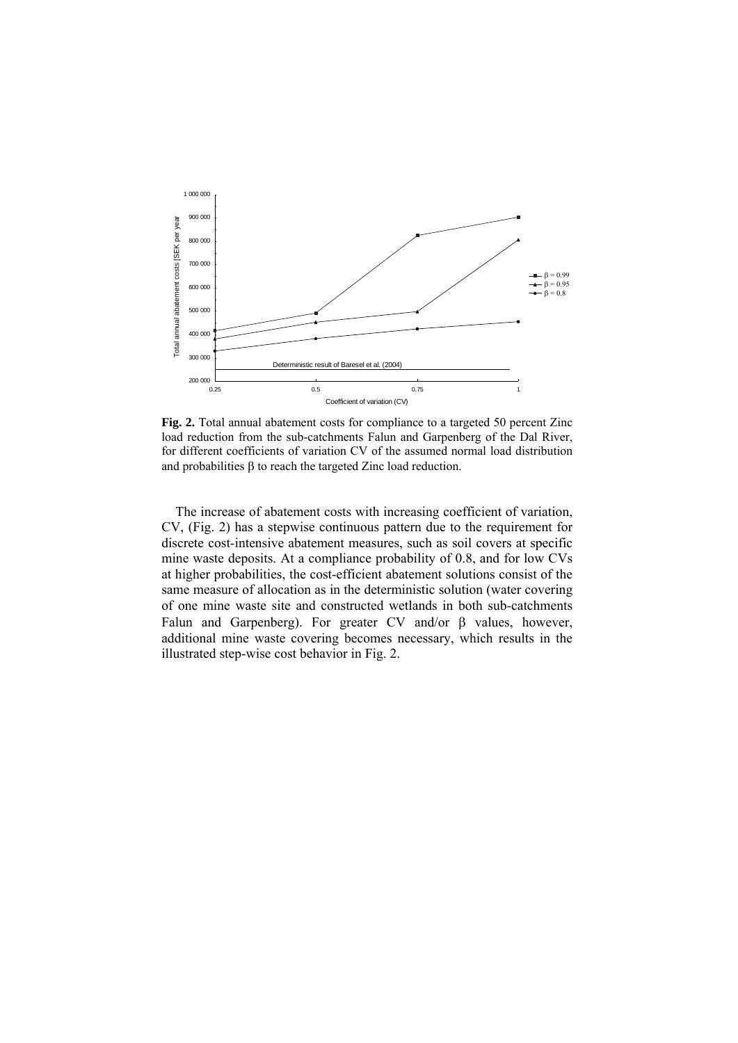**Fig. 2.** Total annual abatement costs for compliance to a targeted 50 percent Zinc load reduction from the sub-catchments Falun and Garpenberg of the Dal River, for different coefficients of variation CV of the assumed normal load distribution and probabilities $\beta$ to reach the targeted Zinc load reduction.

The increase of abatement costs with increasing coefficient of variation, CV, (Fig. 2) has a stepwise continuous pattern due to the requirement for discrete cost-intensive abatement measures, such as soil covers at specific mine waste deposits. At a compliance probability of 0.8, and for low CVs at higher probabilities, the cost-efficient abatement solutions consist of the same measure of allocation as in the deterministic solution (water covering of one mine waste site and constructed wetlands in both sub-catchments Falun and Garpenberg). For greater CV and/or $\beta$ values, however, additional mine waste covering becomes necessary, which results in the illustrated step-wise cost behavior in Fig. 2.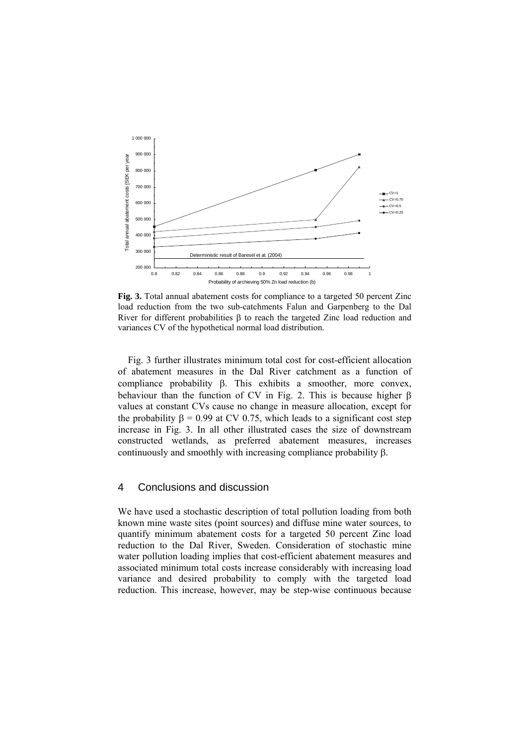**Fig. 3.** Total annual abatement costs for compliance to a targeted 50 percent Zinc load reduction from the two sub-catchments Falun and Garpenberg to the Dal River for different probabilities β to reach the targeted Zinc load reduction and variances CV of the hypothetical normal load distribution.

Fig. 3 further illustrates minimum total cost for cost-efficient allocation of abatement measures in the Dal River catchment as a function of compliance probability β. This exhibits a smoother, more convex, behaviour than the function of CV in Fig. 2. This is because higher β values at constant CVs cause no change in measure allocation, except for the probability β = 0.99 at CV 0.75, which leads to a significant cost step increase in Fig. 3. In all other illustrated cases the size of downstream constructed wetlands, as preferred abatement measures, increases continuously and smoothly with increasing compliance probability β.

## 4 Conclusions and discussion

We have used a stochastic description of total pollution loading from both known mine waste sites (point sources) and diffuse mine water sources, to quantify minimum abatement costs for a targeted 50 percent Zinc load reduction to the Dal River, Sweden. Consideration of stochastic mine water pollution loading implies that cost-efficient abatement measures and associated minimum total costs increase considerably with increasing load variance and desired probability to comply with the targeted load reduction. This increase, however, may be step-wise continuous because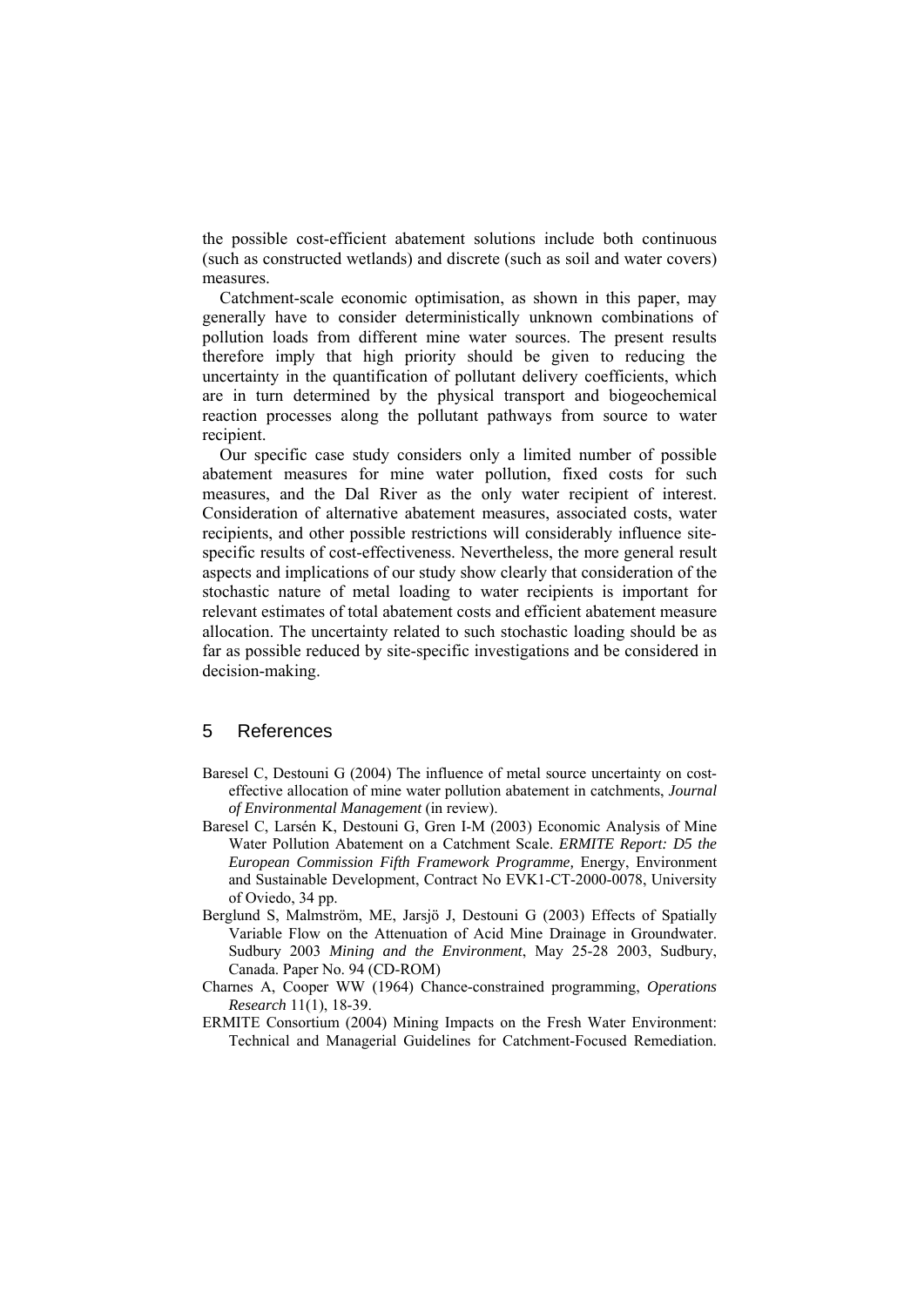the possible cost-efficient abatement solutions include both continuous (such as constructed wetlands) and discrete (such as soil and water covers) measures.

Catchment-scale economic optimisation, as shown in this paper, may generally have to consider deterministically unknown combinations of pollution loads from different mine water sources. The present results therefore imply that high priority should be given to reducing the uncertainty in the quantification of pollutant delivery coefficients, which are in turn determined by the physical transport and biogeochemical reaction processes along the pollutant pathways from source to water recipient.

Our specific case study considers only a limited number of possible abatement measures for mine water pollution, fixed costs for such measures, and the Dal River as the only water recipient of interest. Consideration of alternative abatement measures, associated costs, water recipients, and other possible restrictions will considerably influence site-specific results of cost-effectiveness. Nevertheless, the more general result aspects and implications of our study show clearly that consideration of the stochastic nature of metal loading to water recipients is important for relevant estimates of total abatement costs and efficient abatement measure allocation. The uncertainty related to such stochastic loading should be as far as possible reduced by site-specific investigations and be considered in decision-making.

## 5 References

- Baresel C, Destouni G (2004) The influence of metal source uncertainty on cost-effective allocation of mine water pollution abatement in catchments, *Journal of Environmental Management* (in review).
- Baresel C, Larsén K, Destouni G, Gren I-M (2003) Economic Analysis of Mine Water Pollution Abatement on a Catchment Scale. *ERMITE Report: D5 the European Commission Fifth Framework Programme,* Energy, Environment and Sustainable Development, Contract No EVK1-CT-2000-0078, University of Oviedo, 34 pp.
- Berglund S, Malmström, ME, Jarsjö J, Destouni G (2003) Effects of Spatially Variable Flow on the Attenuation of Acid Mine Drainage in Groundwater. Sudbury 2003 *Mining and the Environment*, May 25-28 2003, Sudbury, Canada. Paper No. 94 (CD-ROM)
- Charnes A, Cooper WW (1964) Chance-constrained programming, *Operations Research* 11(1), 18-39.
- ERMITE Consortium (2004) Mining Impacts on the Fresh Water Environment: Technical and Managerial Guidelines for Catchment-Focused Remediation.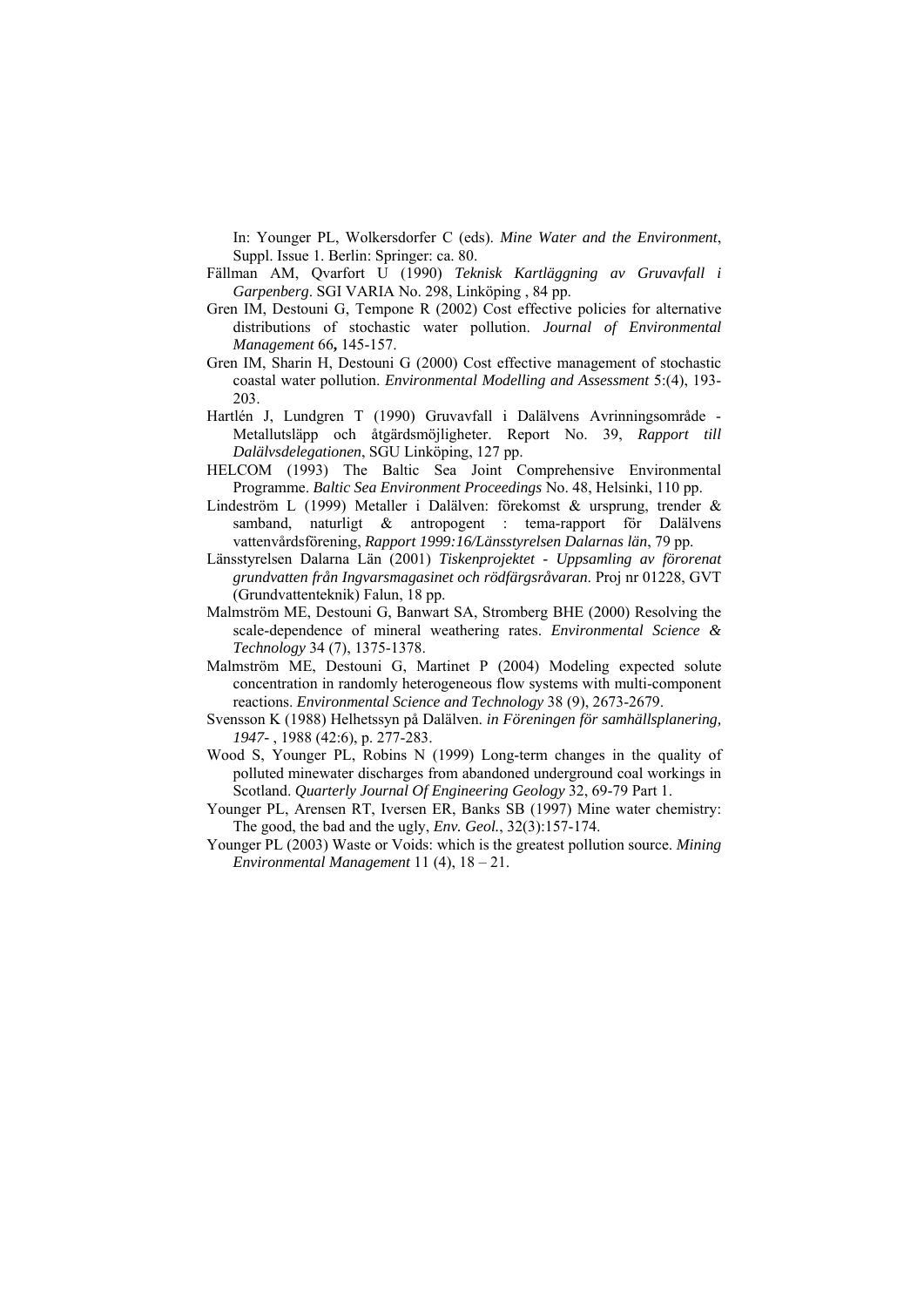In: Younger PL, Wolkersdorfer C (eds). *Mine Water and the Environment*, Suppl. Issue 1. Berlin: Springer: ca. 80.

Fällman AM, Qvarfort U (1990) *Teknisk Kartläggning av Gruvavfall i Garpenberg*. SGI VARIA No. 298, Linköping , 84 pp.

Gren IM, Destouni G, Tempone R (2002) Cost effective policies for alternative distributions of stochastic water pollution. *Journal of Environmental Management* 66**,** 145-157.

Gren IM, Sharin H, Destouni G (2000) Cost effective management of stochastic coastal water pollution. *Environmental Modelling and Assessment* 5:(4), 193-203.

Hartlén J, Lundgren T (1990) Gruvavfall i Dalälvens Avrinningsområde - Metallutsläpp och åtgärdsmöjligheter. Report No. 39, *Rapport till Dalälvsdelegationen*, SGU Linköping, 127 pp.

HELCOM (1993) The Baltic Sea Joint Comprehensive Environmental Programme. *Baltic Sea Environment Proceedings* No. 48, Helsinki, 110 pp.

Lindeström L (1999) Metaller i Dalälven: förekomst & ursprung, trender & samband, naturligt & antropogent : tema-rapport för Dalälvens vattenvårdsförening, *Rapport 1999:16/Länsstyrelsen Dalarnas län*, 79 pp.

Länsstyrelsen Dalarna Län (2001) *Tiskenprojektet - Uppsamling av förorenat grundvatten från Ingvarsmagasinet och rödfärgsråvaran*. Proj nr 01228, GVT (Grundvattenteknik) Falun, 18 pp.

Malmström ME, Destouni G, Banwart SA, Stromberg BHE (2000) Resolving the scale-dependence of mineral weathering rates. *Environmental Science & Technology* 34 (7), 1375-1378.

Malmström ME, Destouni G, Martinet P (2004) Modeling expected solute concentration in randomly heterogeneous flow systems with multi-component reactions. *Environmental Science and Technology* 38 (9), 2673-2679.

Svensson K (1988) Helhetssyn på Dalälven. *in Föreningen för samhällsplanering, 1947-* , 1988 (42:6), p. 277-283.

Wood S, Younger PL, Robins N (1999) Long-term changes in the quality of polluted minewater discharges from abandoned underground coal workings in Scotland. *Quarterly Journal Of Engineering Geology* 32, 69-79 Part 1.

Younger PL, Arensen RT, Iversen ER, Banks SB (1997) Mine water chemistry: The good, the bad and the ugly, *Env. Geol.*, 32(3):157-174.

Younger PL (2003) Waste or Voids: which is the greatest pollution source. *Mining Environmental Management* 11 (4), 18 – 21.